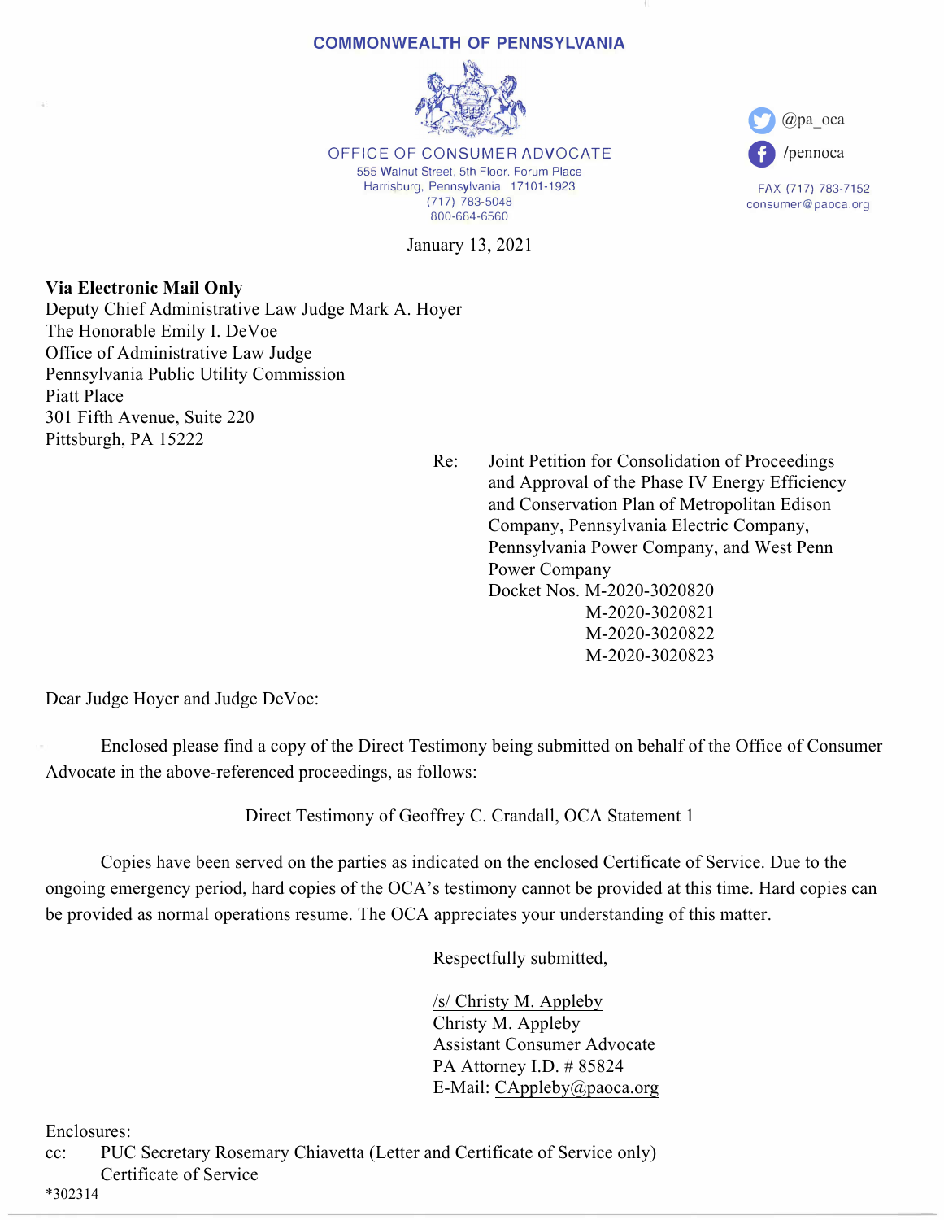# COMMONWEALTH OF PENNSYLVANIA

OFFICE OF CONSUMER ADVOCATE
555 Walnut Street, 5th Floor, Forum Place
Harrisburg, Pennsylvania 17101-1923
(717) 783-5048
800-684-6560

@pa_oca
/pennoca

FAX (717) 783-7152
consumer@paoca.org

January 13, 2021

**Via Electronic Mail Only**
Deputy Chief Administrative Law Judge Mark A. Hoyer
The Honorable Emily I. DeVoe
Office of Administrative Law Judge
Pennsylvania Public Utility Commission
Piatt Place
301 Fifth Avenue, Suite 220
Pittsburgh, PA 15222

Re: Joint Petition for Consolidation of Proceedings and Approval of the Phase IV Energy Efficiency and Conservation Plan of Metropolitan Edison Company, Pennsylvania Electric Company, Pennsylvania Power Company, and West Penn Power Company
Docket Nos. M-2020-3020820
M-2020-3020821
M-2020-3020822
M-2020-3020823

Dear Judge Hoyer and Judge DeVoe:

Enclosed please find a copy of the Direct Testimony being submitted on behalf of the Office of Consumer Advocate in the above-referenced proceedings, as follows:

Direct Testimony of Geoffrey C. Crandall, OCA Statement 1

Copies have been served on the parties as indicated on the enclosed Certificate of Service. Due to the ongoing emergency period, hard copies of the OCA's testimony cannot be provided at this time. Hard copies can be provided as normal operations resume. The OCA appreciates your understanding of this matter.

Respectfully submitted,

/s/ Christy M. Appleby
Christy M. Appleby
Assistant Consumer Advocate
PA Attorney I.D. # 85824
E-Mail: CAppleby@paoca.org

Enclosures:
cc: PUC Secretary Rosemary Chiavetta (Letter and Certificate of Service only)
Certificate of Service
*302314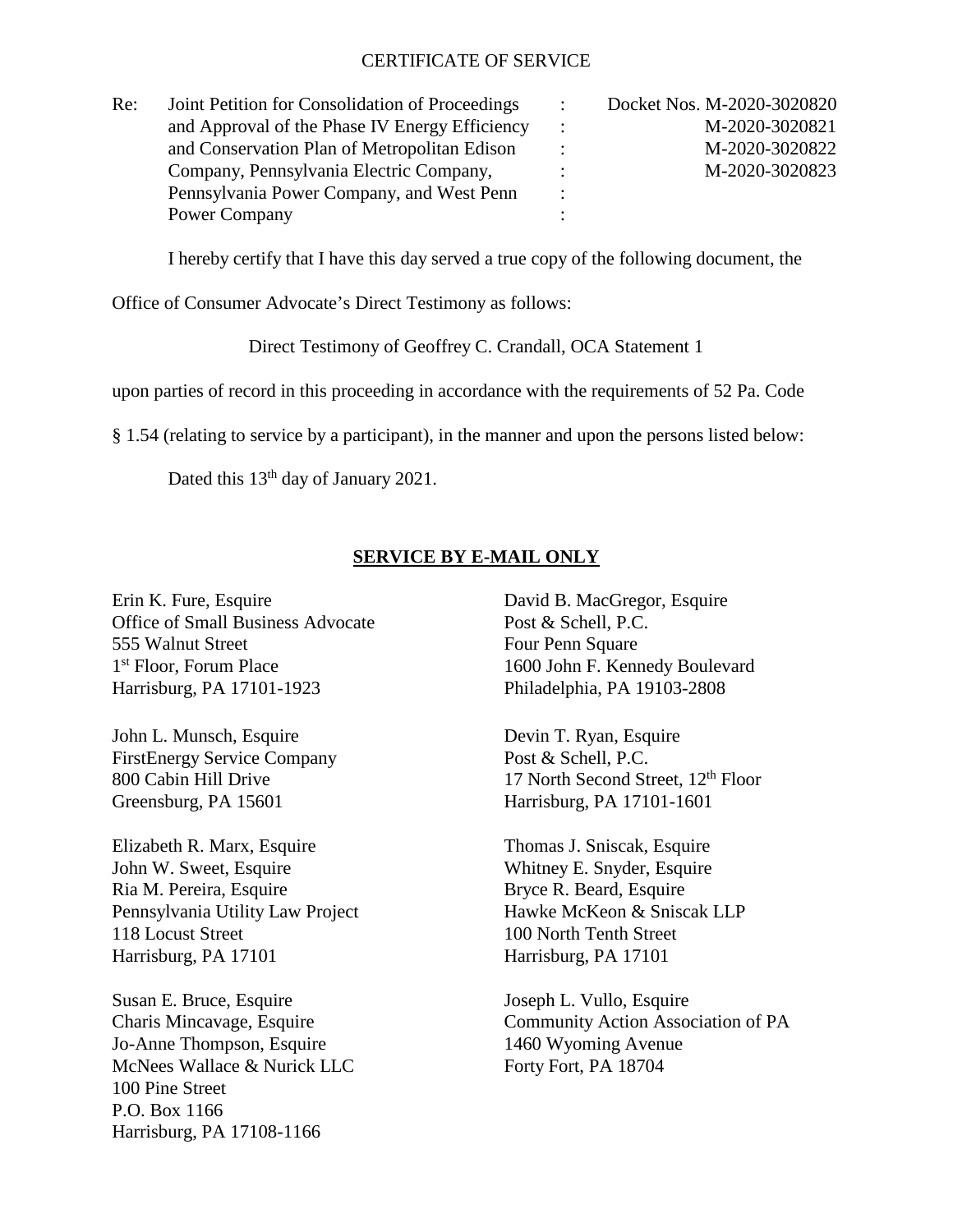CERTIFICATE OF SERVICE

| Re: | Joint Petition for Consolidation of Proceedings and Approval of the Phase IV Energy Efficiency and Conservation Plan of Metropolitan Edison Company, Pennsylvania Electric Company, Pennsylvania Power Company, and West Penn Power Company | : | Docket Nos. M-2020-3020820 M-2020-3020821 M-2020-3020822 M-2020-3020823 |
|---|---|---|---|

I hereby certify that I have this day served a true copy of the following document, the Office of Consumer Advocate's Direct Testimony as follows:

Direct Testimony of Geoffrey C. Crandall, OCA Statement 1

upon parties of record in this proceeding in accordance with the requirements of 52 Pa. Code § 1.54 (relating to service by a participant), in the manner and upon the persons listed below:

Dated this 13th day of January 2021.

**SERVICE BY E-MAIL ONLY**

Erin K. Fure, Esquire
Office of Small Business Advocate
555 Walnut Street
1st Floor, Forum Place
Harrisburg, PA 17101-1923

John L. Munsch, Esquire
FirstEnergy Service Company
800 Cabin Hill Drive
Greensburg, PA 15601

Elizabeth R. Marx, Esquire
John W. Sweet, Esquire
Ria M. Pereira, Esquire
Pennsylvania Utility Law Project
118 Locust Street
Harrisburg, PA 17101

Susan E. Bruce, Esquire
Charis Mincavage, Esquire
Jo-Anne Thompson, Esquire
McNees Wallace & Nurick LLC
100 Pine Street
P.O. Box 1166
Harrisburg, PA 17108-1166

David B. MacGregor, Esquire
Post & Schell, P.C.
Four Penn Square
1600 John F. Kennedy Boulevard
Philadelphia, PA 19103-2808

Devin T. Ryan, Esquire
Post & Schell, P.C.
17 North Second Street, 12th Floor
Harrisburg, PA 17101-1601

Thomas J. Sniscak, Esquire
Whitney E. Snyder, Esquire
Bryce R. Beard, Esquire
Hawke McKeon & Sniscak LLP
100 North Tenth Street
Harrisburg, PA 17101

Joseph L. Vullo, Esquire
Community Action Association of PA
1460 Wyoming Avenue
Forty Fort, PA 18704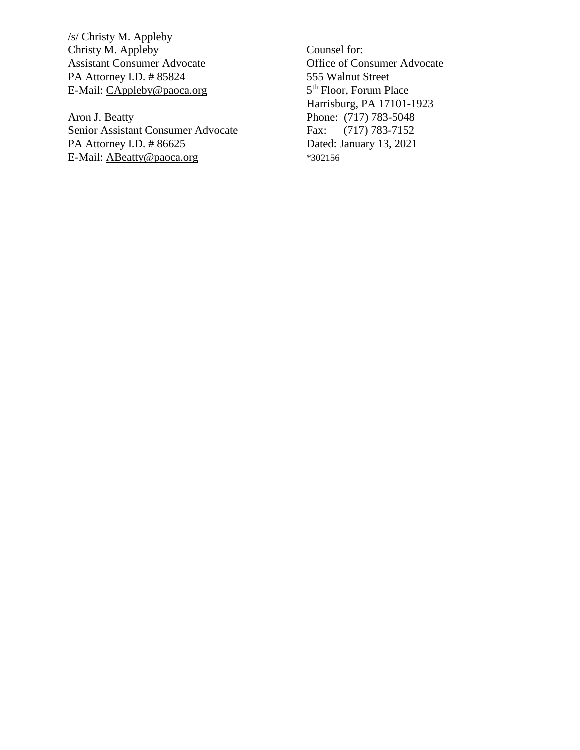/s/ Christy M. Appleby
Christy M. Appleby
Assistant Consumer Advocate
PA Attorney I.D. # 85824
E-Mail: CAppleby@paoca.org

Aron J. Beatty
Senior Assistant Consumer Advocate
PA Attorney I.D. # 86625
E-Mail: ABeatty@paoca.org

Counsel for:
Office of Consumer Advocate
555 Walnut Street
5th Floor, Forum Place
Harrisburg, PA 17101-1923
Phone: (717) 783-5048
Fax: (717) 783-7152
Dated: January 13, 2021
*302156